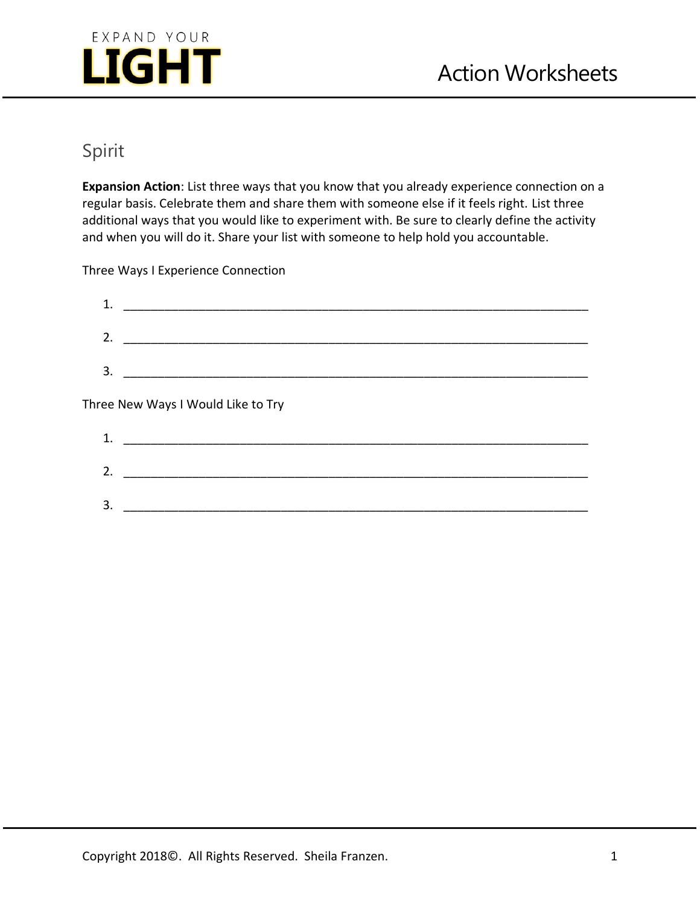## Spirit

**Expansion Action**: List three ways that you know that you already experience connection on a regular basis. Celebrate them and share them with someone else if it feels right. List three additional ways that you would like to experiment with. Be sure to clearly define the activity and when you will do it. Share your list with someone to help hold you accountable.

Three Ways I Experience Connection

1. ______________________________________________________________________
2. ______________________________________________________________________
3. ______________________________________________________________________

Three New Ways I Would Like to Try

1. ______________________________________________________________________
2. ______________________________________________________________________
3. ______________________________________________________________________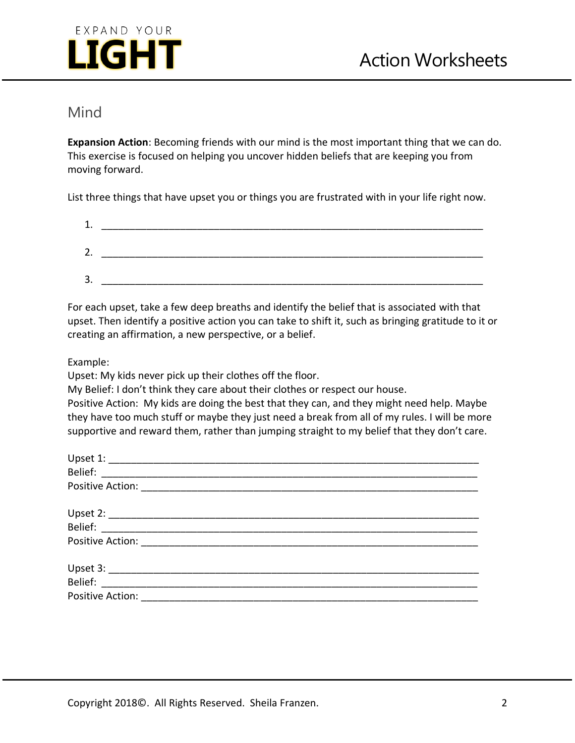## Mind

**Expansion Action**: Becoming friends with our mind is the most important thing that we can do. This exercise is focused on helping you uncover hidden beliefs that are keeping you from moving forward.

List three things that have upset you or things you are frustrated with in your life right now.

1. ______________________________________________________________________
2. ______________________________________________________________________
3. ______________________________________________________________________

For each upset, take a few deep breaths and identify the belief that is associated with that upset. Then identify a positive action you can take to shift it, such as bringing gratitude to it or creating an affirmation, a new perspective, or a belief.

Example:
Upset: My kids never pick up their clothes off the floor.
My Belief: I don't think they care about their clothes or respect our house.
Positive Action: My kids are doing the best that they can, and they might need help. Maybe they have too much stuff or maybe they just need a break from all of my rules. I will be more supportive and reward them, rather than jumping straight to my belief that they don't care.

Upset 1: ___________________________________________________________________
Belief: _____________________________________________________________________
Positive Action: ______________________________________________________________

Upset 2: ___________________________________________________________________
Belief: _____________________________________________________________________
Positive Action: ______________________________________________________________

Upset 3: ___________________________________________________________________
Belief: _____________________________________________________________________
Positive Action: ______________________________________________________________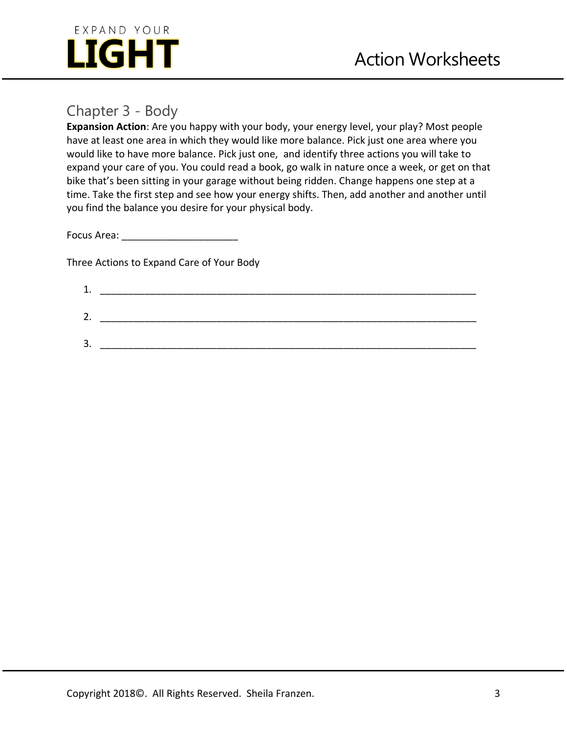## Chapter 3 - Body

**Expansion Action**: Are you happy with your body, your energy level, your play? Most people have at least one area in which they would like more balance. Pick just one area where you would like to have more balance. Pick just one, and identify three actions you will take to expand your care of you. You could read a book, go walk in nature once a week, or get on that bike that's been sitting in your garage without being ridden. Change happens one step at a time. Take the first step and see how your energy shifts. Then, add another and another until you find the balance you desire for your physical body.

Focus Area: _____________________

Three Actions to Expand Care of Your Body

1. ______________________________________________________________________
2. ______________________________________________________________________
3. ______________________________________________________________________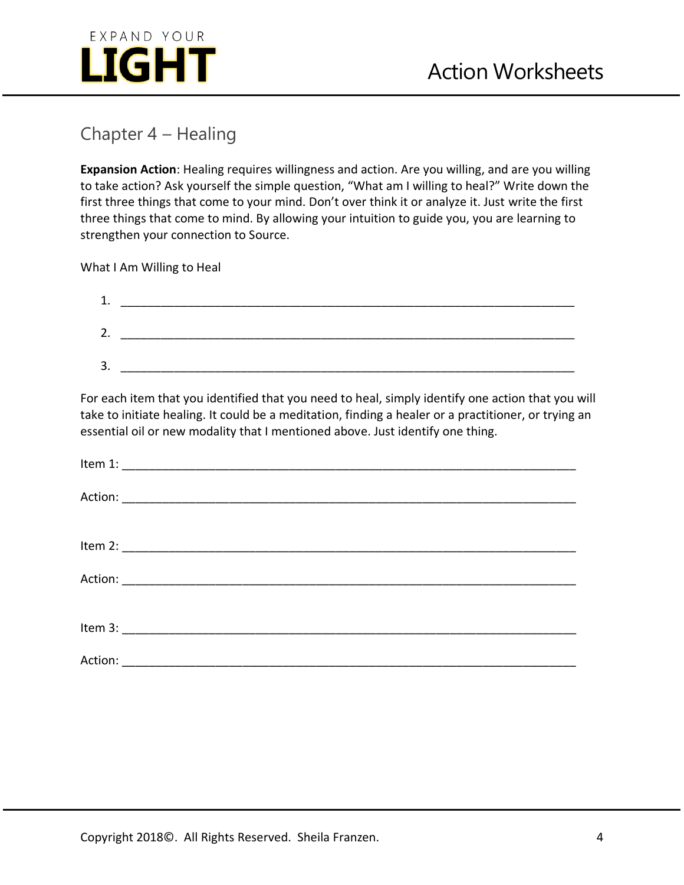## Chapter 4 – Healing

**Expansion Action**: Healing requires willingness and action. Are you willing, and are you willing to take action? Ask yourself the simple question, "What am I willing to heal?" Write down the first three things that come to your mind. Don't over think it or analyze it. Just write the first three things that come to mind. By allowing your intuition to guide you, you are learning to strengthen your connection to Source.

What I Am Willing to Heal

1. ______________________________________________________________________
2. ______________________________________________________________________
3. ______________________________________________________________________

For each item that you identified that you need to heal, simply identify one action that you will take to initiate healing. It could be a meditation, finding a healer or a practitioner, or trying an essential oil or new modality that I mentioned above. Just identify one thing.

Item 1: ______________________________________________________________________

Action: ______________________________________________________________________

Item 2: ______________________________________________________________________

Action: ______________________________________________________________________

Item 3: ______________________________________________________________________

Action: ______________________________________________________________________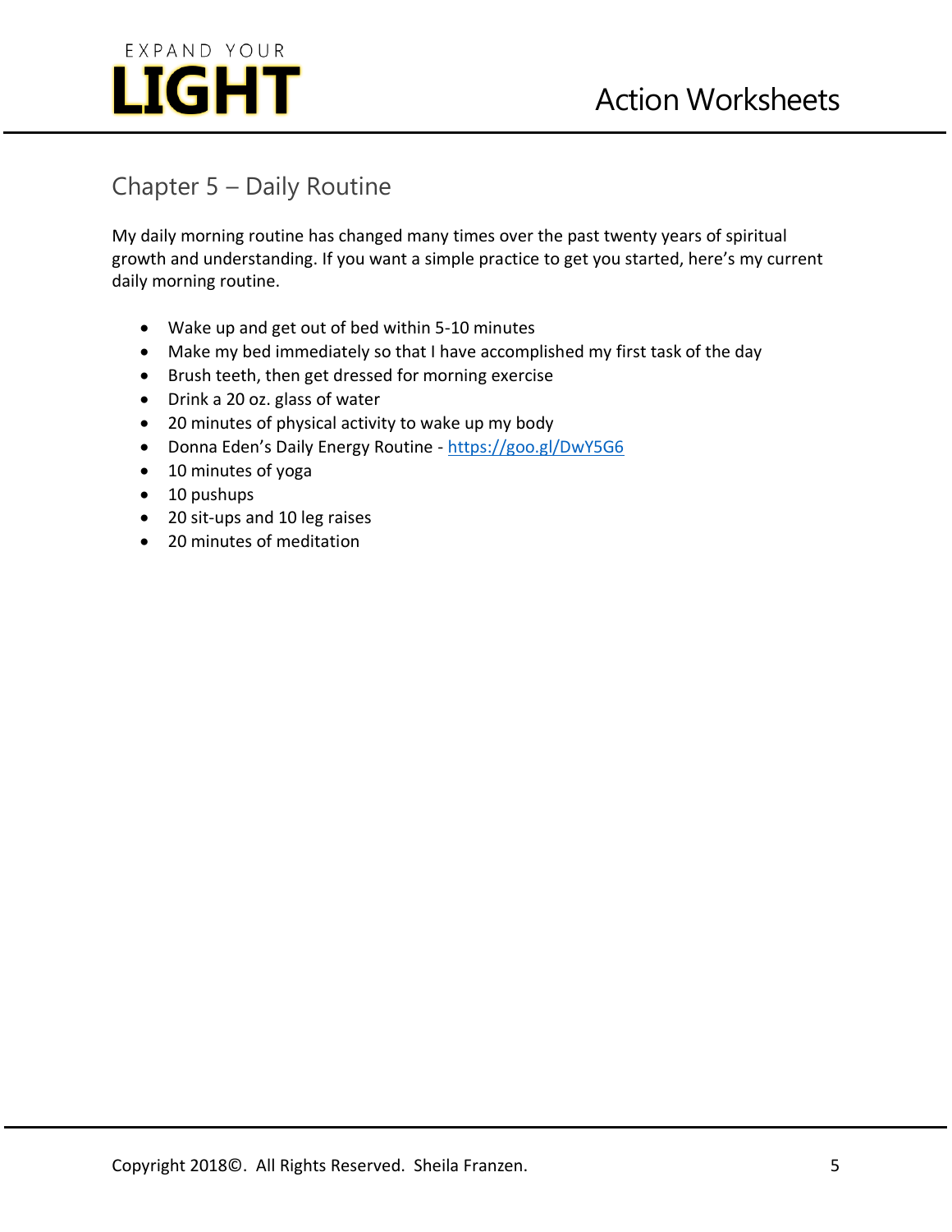## Chapter 5 – Daily Routine

My daily morning routine has changed many times over the past twenty years of spiritual growth and understanding. If you want a simple practice to get you started, here's my current daily morning routine.

- Wake up and get out of bed within 5-10 minutes
- Make my bed immediately so that I have accomplished my first task of the day
- Brush teeth, then get dressed for morning exercise
- Drink a 20 oz. glass of water
- 20 minutes of physical activity to wake up my body
- Donna Eden's Daily Energy Routine - https://goo.gl/DwY5G6
- 10 minutes of yoga
- 10 pushups
- 20 sit-ups and 10 leg raises
- 20 minutes of meditation